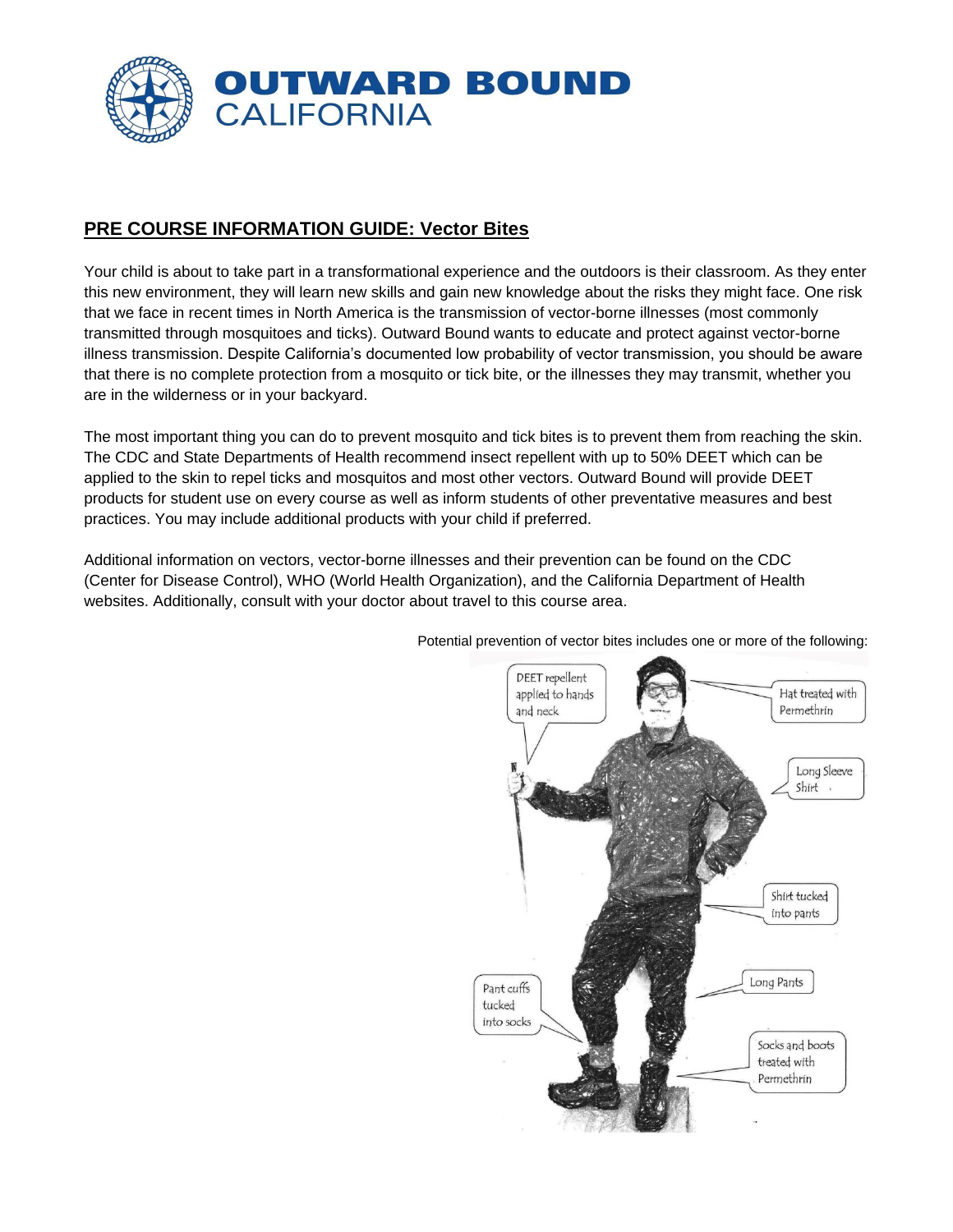# OUTWARD BOUND CALIFORNIA

## PRE COURSE INFORMATION GUIDE: Vector Bites

Your child is about to take part in a transformational experience and the outdoors is their classroom. As they enter this new environment, they will learn new skills and gain new knowledge about the risks they might face. One risk that we face in recent times in North America is the transmission of vector-borne illnesses (most commonly transmitted through mosquitoes and ticks). Outward Bound wants to educate and protect against vector-borne illness transmission. Despite California's documented low probability of vector transmission, you should be aware that there is no complete protection from a mosquito or tick bite, or the illnesses they may transmit, whether you are in the wilderness or in your backyard.

The most important thing you can do to prevent mosquito and tick bites is to prevent them from reaching the skin. The CDC and State Departments of Health recommend insect repellent with up to 50% DEET which can be applied to the skin to repel ticks and mosquitos and most other vectors. Outward Bound will provide DEET products for student use on every course as well as inform students of other preventative measures and best practices. You may include additional products with your child if preferred.

Additional information on vectors, vector-borne illnesses and their prevention can be found on the CDC (Center for Disease Control), WHO (World Health Organization), and the California Department of Health websites. Additionally, consult with your doctor about travel to this course area.

Potential prevention of vector bites includes one or more of the following:

- DEET repellent applied to hands and neck
- Hat treated with Permethrin
- Long Sleeve Shirt
- Shirt tucked into pants
- Long Pants
- Pant cuffs tucked into socks
- Socks and boots treated with Permethrin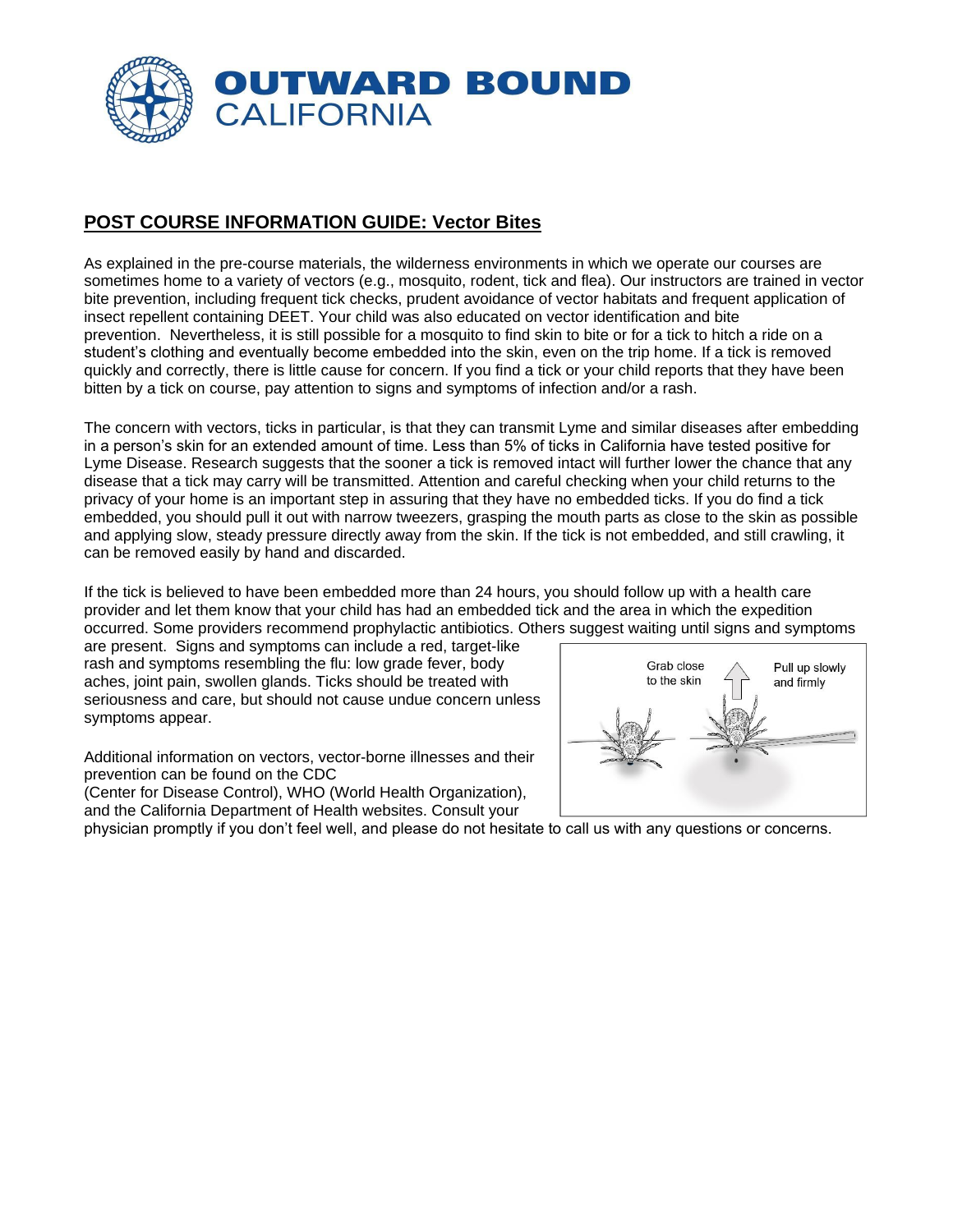# OUTWARD BOUND CALIFORNIA

## POST COURSE INFORMATION GUIDE: Vector Bites

As explained in the pre-course materials, the wilderness environments in which we operate our courses are sometimes home to a variety of vectors (e.g., mosquito, rodent, tick and flea). Our instructors are trained in vector bite prevention, including frequent tick checks, prudent avoidance of vector habitats and frequent application of insect repellent containing DEET. Your child was also educated on vector identification and bite prevention. Nevertheless, it is still possible for a mosquito to find skin to bite or for a tick to hitch a ride on a student's clothing and eventually become embedded into the skin, even on the trip home. If a tick is removed quickly and correctly, there is little cause for concern. If you find a tick or your child reports that they have been bitten by a tick on course, pay attention to signs and symptoms of infection and/or a rash.

The concern with vectors, ticks in particular, is that they can transmit Lyme and similar diseases after embedding in a person's skin for an extended amount of time. Less than 5% of ticks in California have tested positive for Lyme Disease. Research suggests that the sooner a tick is removed intact will further lower the chance that any disease that a tick may carry will be transmitted. Attention and careful checking when your child returns to the privacy of your home is an important step in assuring that they have no embedded ticks. If you do find a tick embedded, you should pull it out with narrow tweezers, grasping the mouth parts as close to the skin as possible and applying slow, steady pressure directly away from the skin. If the tick is not embedded, and still crawling, it can be removed easily by hand and discarded.

If the tick is believed to have been embedded more than 24 hours, you should follow up with a health care provider and let them know that your child has had an embedded tick and the area in which the expedition occurred. Some providers recommend prophylactic antibiotics. Others suggest waiting until signs and symptoms are present. Signs and symptoms can include a red, target-like rash and symptoms resembling the flu: low grade fever, body aches, joint pain, swollen glands. Ticks should be treated with seriousness and care, but should not cause undue concern unless symptoms appear.

Grab close to the skin

Pull up slowly and firmly

Additional information on vectors, vector-borne illnesses and their prevention can be found on the CDC (Center for Disease Control), WHO (World Health Organization), and the California Department of Health websites. Consult your physician promptly if you don't feel well, and please do not hesitate to call us with any questions or concerns.